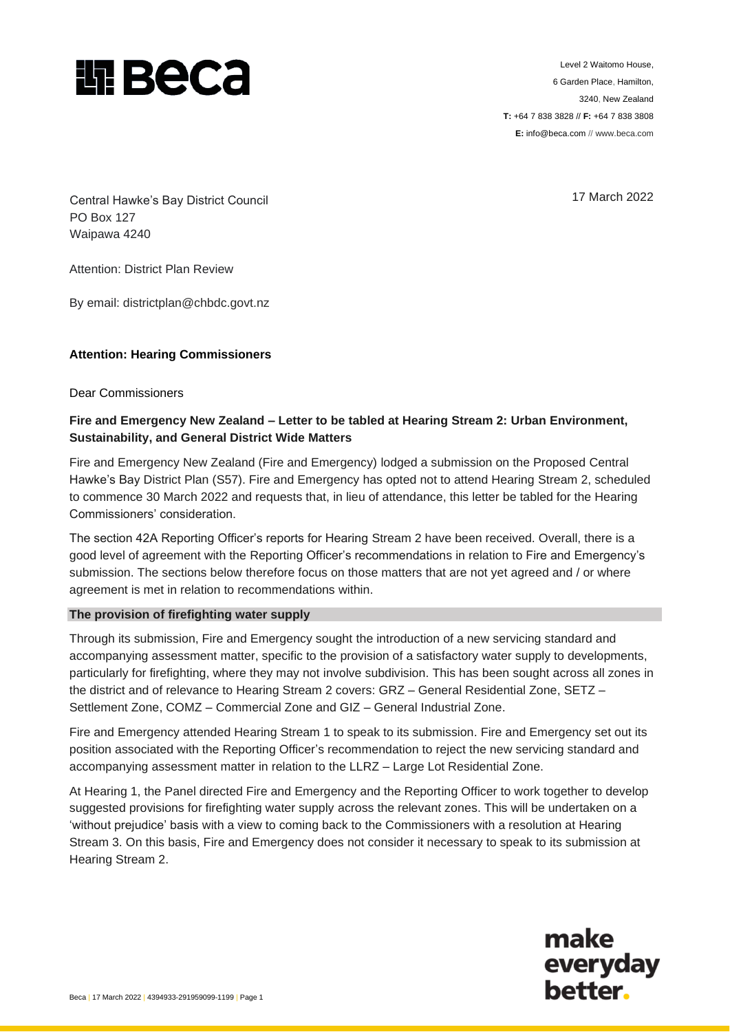Level 2 Waitomo House,
6 Garden Place, Hamilton,
3240, New Zealand
**T:** +64 7 838 3828 // **F:** +64 7 838 3808
**E:** info@beca.com // www.beca.com

17 March 2022

Central Hawke's Bay District Council
PO Box 127
Waipawa 4240

Attention: District Plan Review

By email: districtplan@chbdc.govt.nz

**Attention: Hearing Commissioners**

Dear Commissioners

**Fire and Emergency New Zealand – Letter to be tabled at Hearing Stream 2: Urban Environment, Sustainability, and General District Wide Matters**

Fire and Emergency New Zealand (Fire and Emergency) lodged a submission on the Proposed Central Hawke's Bay District Plan (S57). Fire and Emergency has opted not to attend Hearing Stream 2, scheduled to commence 30 March 2022 and requests that, in lieu of attendance, this letter be tabled for the Hearing Commissioners' consideration.

The section 42A Reporting Officer's reports for Hearing Stream 2 have been received. Overall, there is a good level of agreement with the Reporting Officer's recommendations in relation to Fire and Emergency's submission. The sections below therefore focus on those matters that are not yet agreed and / or where agreement is met in relation to recommendations within.

**The provision of firefighting water supply**

Through its submission, Fire and Emergency sought the introduction of a new servicing standard and accompanying assessment matter, specific to the provision of a satisfactory water supply to developments, particularly for firefighting, where they may not involve subdivision. This has been sought across all zones in the district and of relevance to Hearing Stream 2 covers: GRZ – General Residential Zone, SETZ – Settlement Zone, COMZ – Commercial Zone and GIZ – General Industrial Zone.

Fire and Emergency attended Hearing Stream 1 to speak to its submission. Fire and Emergency set out its position associated with the Reporting Officer's recommendation to reject the new servicing standard and accompanying assessment matter in relation to the LLRZ – Large Lot Residential Zone.

At Hearing 1, the Panel directed Fire and Emergency and the Reporting Officer to work together to develop suggested provisions for firefighting water supply across the relevant zones. This will be undertaken on a 'without prejudice' basis with a view to coming back to the Commissioners with a resolution at Hearing Stream 3. On this basis, Fire and Emergency does not consider it necessary to speak to its submission at Hearing Stream 2.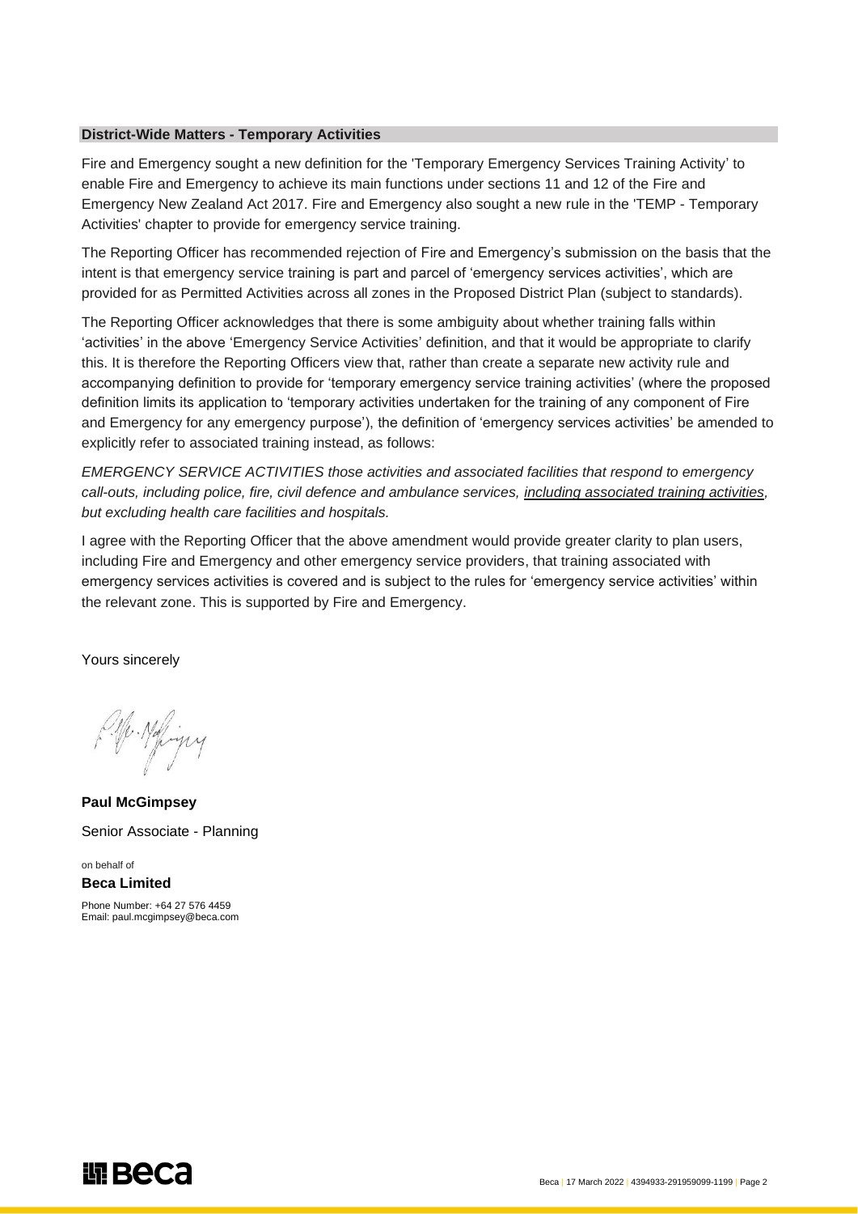**District-Wide Matters - Temporary Activities**

Fire and Emergency sought a new definition for the 'Temporary Emergency Services Training Activity' to enable Fire and Emergency to achieve its main functions under sections 11 and 12 of the Fire and Emergency New Zealand Act 2017. Fire and Emergency also sought a new rule in the 'TEMP - Temporary Activities' chapter to provide for emergency service training.

The Reporting Officer has recommended rejection of Fire and Emergency's submission on the basis that the intent is that emergency service training is part and parcel of 'emergency services activities', which are provided for as Permitted Activities across all zones in the Proposed District Plan (subject to standards).

The Reporting Officer acknowledges that there is some ambiguity about whether training falls within 'activities' in the above 'Emergency Service Activities' definition, and that it would be appropriate to clarify this. It is therefore the Reporting Officers view that, rather than create a separate new activity rule and accompanying definition to provide for 'temporary emergency service training activities' (where the proposed definition limits its application to 'temporary activities undertaken for the training of any component of Fire and Emergency for any emergency purpose'), the definition of 'emergency services activities' be amended to explicitly refer to associated training instead, as follows:

*EMERGENCY SERVICE ACTIVITIES those activities and associated facilities that respond to emergency call-outs, including police, fire, civil defence and ambulance services, <u>including associated training activities</u>, but excluding health care facilities and hospitals.*

I agree with the Reporting Officer that the above amendment would provide greater clarity to plan users, including Fire and Emergency and other emergency service providers, that training associated with emergency services activities is covered and is subject to the rules for 'emergency service activities' within the relevant zone. This is supported by Fire and Emergency.

Yours sincerely

**Paul McGimpsey**

Senior Associate - Planning

on behalf of

**Beca Limited**

Phone Number: +64 27 576 4459
Email: paul.mcgimpsey@beca.com